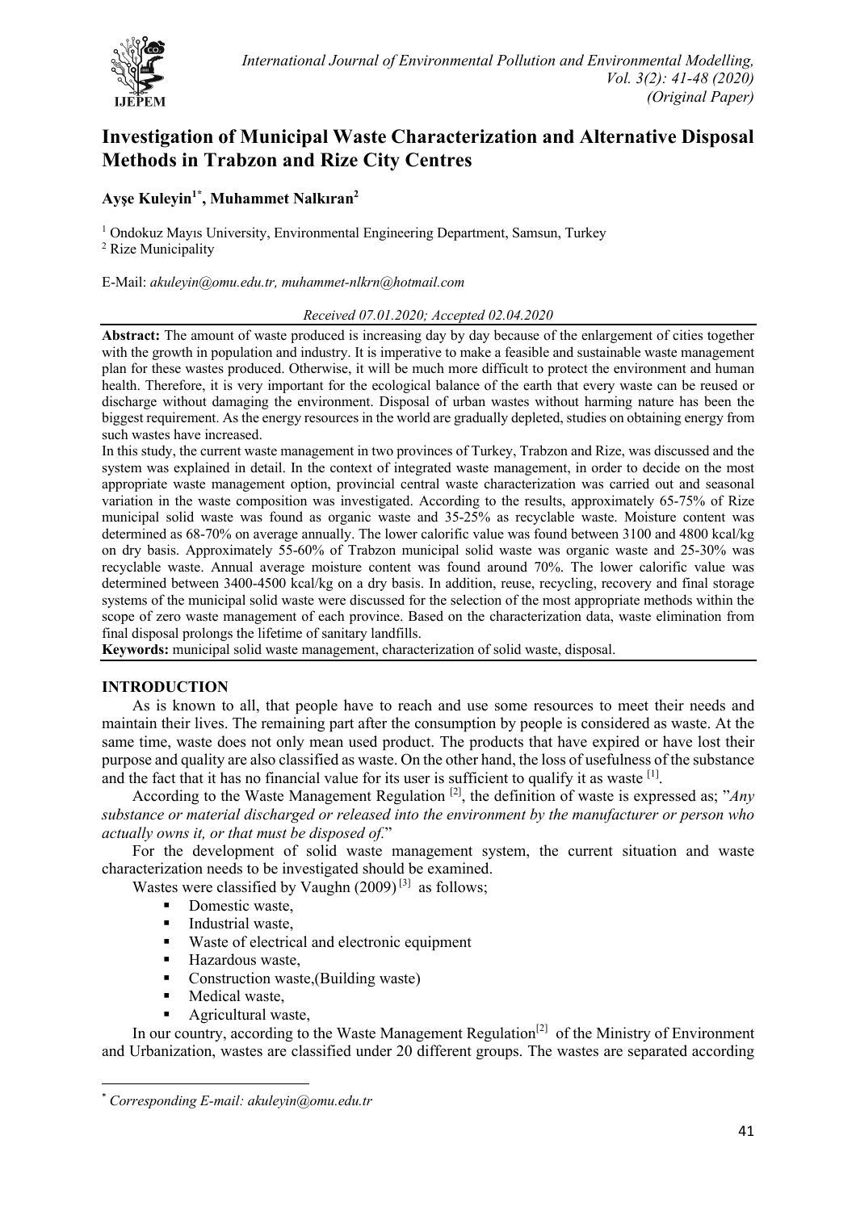# Investigation of Municipal Waste Characterization and Alternative Disposal Methods in Trabzon and Rize City Centres

**Ayşe Kuleyin[1*], Muhammet Nalkıran[2]**

[1] Ondokuz Mayıs University, Environmental Engineering Department, Samsun, Turkey
[2] Rize Municipality

E-Mail: *akuleyin@omu.edu.tr, muhammet-nlkrn@hotmail.com*

*Received 07.01.2020; Accepted 02.04.2020*

**Abstract:** The amount of waste produced is increasing day by day because of the enlargement of cities together with the growth in population and industry. It is imperative to make a feasible and sustainable waste management plan for these wastes produced. Otherwise, it will be much more difficult to protect the environment and human health. Therefore, it is very important for the ecological balance of the earth that every waste can be reused or discharge without damaging the environment. Disposal of urban wastes without harming nature has been the biggest requirement. As the energy resources in the world are gradually depleted, studies on obtaining energy from such wastes have increased.

In this study, the current waste management in two provinces of Turkey, Trabzon and Rize, was discussed and the system was explained in detail. In the context of integrated waste management, in order to decide on the most appropriate waste management option, provincial central waste characterization was carried out and seasonal variation in the waste composition was investigated. According to the results, approximately 65-75% of Rize municipal solid waste was found as organic waste and 35-25% as recyclable waste. Moisture content was determined as 68-70% on average annually. The lower calorific value was found between 3100 and 4800 kcal/kg on dry basis. Approximately 55-60% of Trabzon municipal solid waste was organic waste and 25-30% was recyclable waste. Annual average moisture content was found around 70%. The lower calorific value was determined between 3400-4500 kcal/kg on a dry basis. In addition, reuse, recycling, recovery and final storage systems of the municipal solid waste were discussed for the selection of the most appropriate methods within the scope of zero waste management of each province. Based on the characterization data, waste elimination from final disposal prolongs the lifetime of sanitary landfills.

**Keywords:** municipal solid waste management, characterization of solid waste, disposal.

## INTRODUCTION

As is known to all, that people have to reach and use some resources to meet their needs and maintain their lives. The remaining part after the consumption by people is considered as waste. At the same time, waste does not only mean used product. The products that have expired or have lost their purpose and quality are also classified as waste. On the other hand, the loss of usefulness of the substance and the fact that it has no financial value for its user is sufficient to qualify it as waste [1].

According to the Waste Management Regulation [2], the definition of waste is expressed as; "*Any substance or material discharged or released into the environment by the manufacturer or person who actually owns it, or that must be disposed of.*"

For the development of solid waste management system, the current situation and waste characterization needs to be investigated should be examined.

Wastes were classified by Vaughn (2009) [3] as follows;

- Domestic waste,
- Industrial waste,
- Waste of electrical and electronic equipment
- Hazardous waste,
- Construction waste,(Building waste)
- Medical waste,
- Agricultural waste,

In our country, according to the Waste Management Regulation[2] of the Ministry of Environment and Urbanization, wastes are classified under 20 different groups. The wastes are separated according

* *Corresponding E-mail: akuleyin@omu.edu.tr*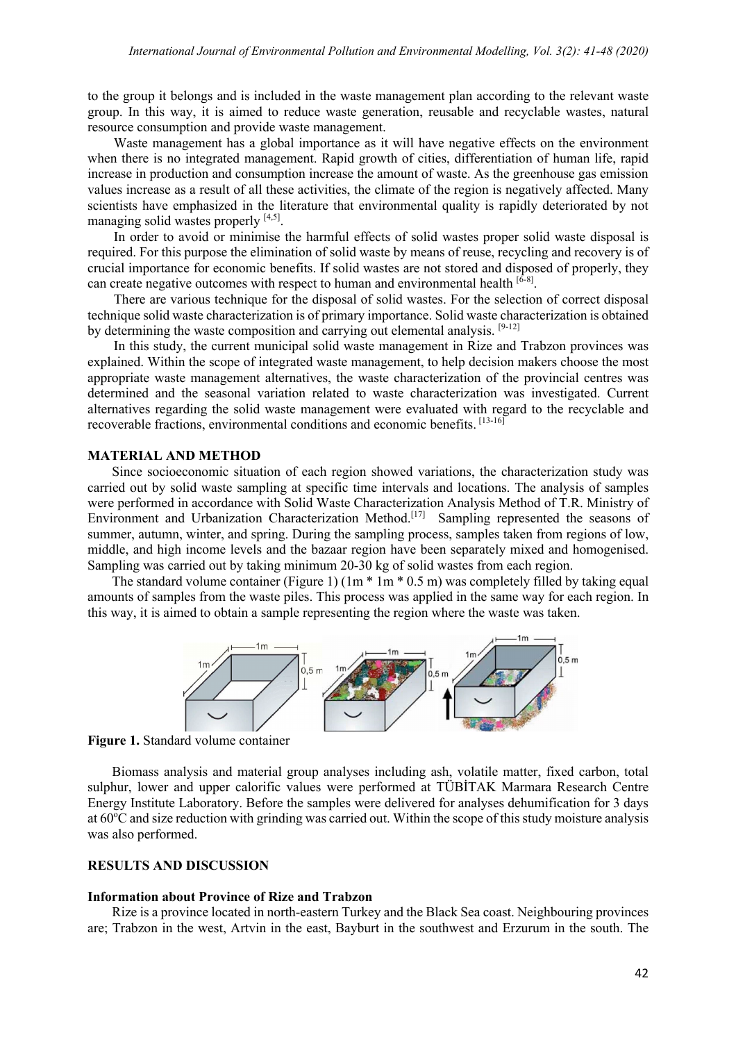to the group it belongs and is included in the waste management plan according to the relevant waste group. In this way, it is aimed to reduce waste generation, reusable and recyclable wastes, natural resource consumption and provide waste management.

Waste management has a global importance as it will have negative effects on the environment when there is no integrated management. Rapid growth of cities, differentiation of human life, rapid increase in production and consumption increase the amount of waste. As the greenhouse gas emission values increase as a result of all these activities, the climate of the region is negatively affected. Many scientists have emphasized in the literature that environmental quality is rapidly deteriorated by not managing solid wastes properly [4,5].

In order to avoid or minimise the harmful effects of solid wastes proper solid waste disposal is required. For this purpose the elimination of solid waste by means of reuse, recycling and recovery is of crucial importance for economic benefits. If solid wastes are not stored and disposed of properly, they can create negative outcomes with respect to human and environmental health [6-8].

There are various technique for the disposal of solid wastes. For the selection of correct disposal technique solid waste characterization is of primary importance. Solid waste characterization is obtained by determining the waste composition and carrying out elemental analysis. [9-12]

In this study, the current municipal solid waste management in Rize and Trabzon provinces was explained. Within the scope of integrated waste management, to help decision makers choose the most appropriate waste management alternatives, the waste characterization of the provincial centres was determined and the seasonal variation related to waste characterization was investigated. Current alternatives regarding the solid waste management were evaluated with regard to the recyclable and recoverable fractions, environmental conditions and economic benefits. [13-16]

## MATERIAL AND METHOD

Since socioeconomic situation of each region showed variations, the characterization study was carried out by solid waste sampling at specific time intervals and locations. The analysis of samples were performed in accordance with Solid Waste Characterization Analysis Method of T.R. Ministry of Environment and Urbanization Characterization Method.[17] Sampling represented the seasons of summer, autumn, winter, and spring. During the sampling process, samples taken from regions of low, middle, and high income levels and the bazaar region have been separately mixed and homogenised. Sampling was carried out by taking minimum 20-30 kg of solid wastes from each region.

The standard volume container (Figure 1) (1m * 1m * 0.5 m) was completely filled by taking equal amounts of samples from the waste piles. This process was applied in the same way for each region. In this way, it is aimed to obtain a sample representing the region where the waste was taken.

**Figure 1.** Standard volume container

Biomass analysis and material group analyses including ash, volatile matter, fixed carbon, total sulphur, lower and upper calorific values were performed at TÜBİTAK Marmara Research Centre Energy Institute Laboratory. Before the samples were delivered for analyses dehumification for 3 days at 60$^{o}$C and size reduction with grinding was carried out. Within the scope of this study moisture analysis was also performed.

## RESULTS AND DISCUSSION

### Information about Province of Rize and Trabzon

Rize is a province located in north-eastern Turkey and the Black Sea coast. Neighbouring provinces are; Trabzon in the west, Artvin in the east, Bayburt in the southwest and Erzurum in the south. The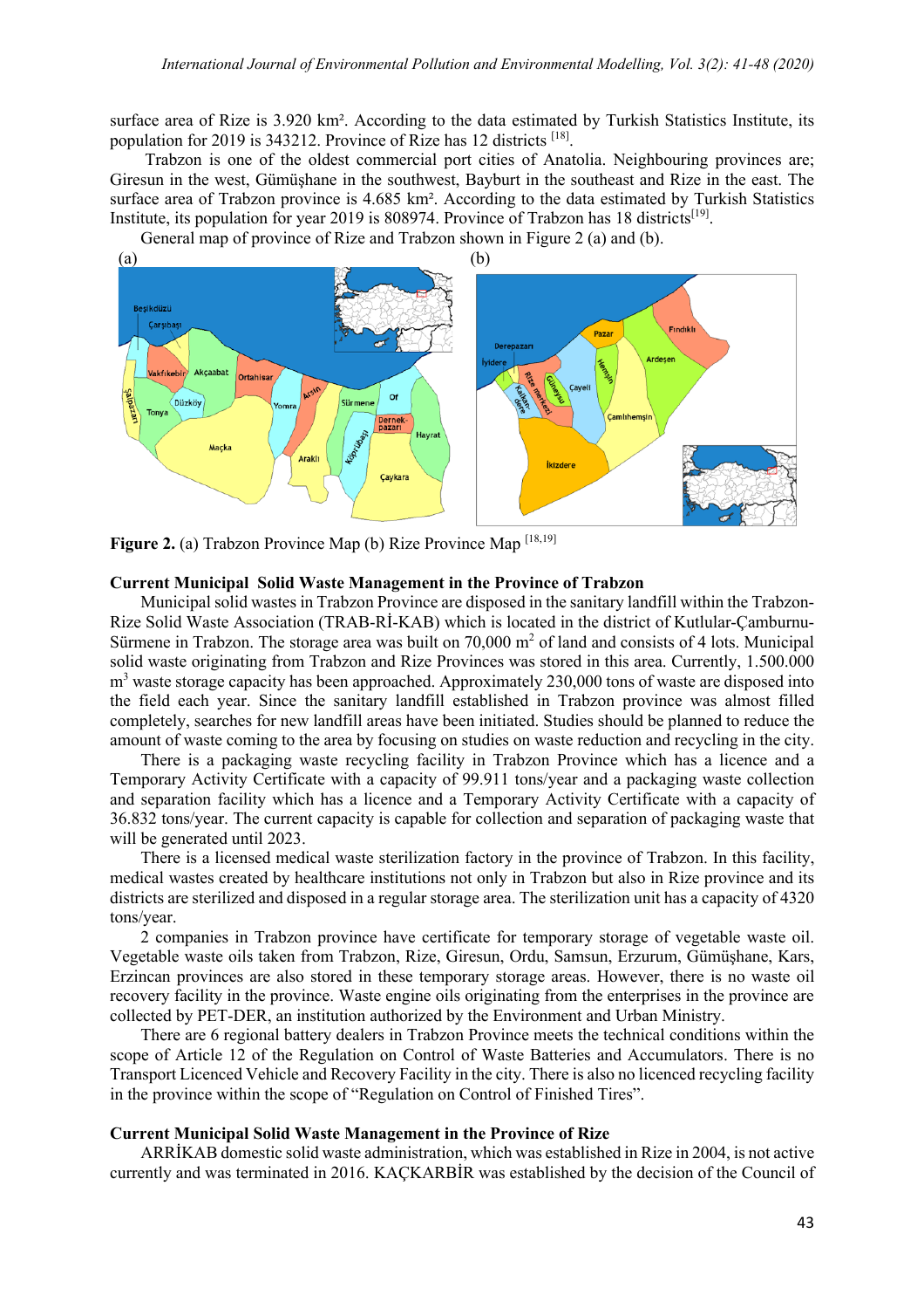surface area of Rize is 3.920 km². According to the data estimated by Turkish Statistics Institute, its population for 2019 is 343212. Province of Rize has 12 districts [18].

Trabzon is one of the oldest commercial port cities of Anatolia. Neighbouring provinces are; Giresun in the west, Gümüşhane in the southwest, Bayburt in the southeast and Rize in the east. The surface area of Trabzon province is 4.685 km². According to the data estimated by Turkish Statistics Institute, its population for year 2019 is 808974. Province of Trabzon has 18 districts[19].

General map of province of Rize and Trabzon shown in Figure 2 (a) and (b).

**Figure 2.** (a) Trabzon Province Map (b) Rize Province Map [18,19]

**Current Municipal Solid Waste Management in the Province of Trabzon**

Municipal solid wastes in Trabzon Province are disposed in the sanitary landfill within the Trabzon-Rize Solid Waste Association (TRAB-Rİ-KAB) which is located in the district of Kutlular-Çamburnu-Sürmene in Trabzon. The storage area was built on 70,000 m$^2$ of land and consists of 4 lots. Municipal solid waste originating from Trabzon and Rize Provinces was stored in this area. Currently, 1.500.000 m$^3$ waste storage capacity has been approached. Approximately 230,000 tons of waste are disposed into the field each year. Since the sanitary landfill established in Trabzon province was almost filled completely, searches for new landfill areas have been initiated. Studies should be planned to reduce the amount of waste coming to the area by focusing on studies on waste reduction and recycling in the city.

There is a packaging waste recycling facility in Trabzon Province which has a licence and a Temporary Activity Certificate with a capacity of 99.911 tons/year and a packaging waste collection and separation facility which has a licence and a Temporary Activity Certificate with a capacity of 36.832 tons/year. The current capacity is capable for collection and separation of packaging waste that will be generated until 2023.

There is a licensed medical waste sterilization factory in the province of Trabzon. In this facility, medical wastes created by healthcare institutions not only in Trabzon but also in Rize province and its districts are sterilized and disposed in a regular storage area. The sterilization unit has a capacity of 4320 tons/year.

2 companies in Trabzon province have certificate for temporary storage of vegetable waste oil. Vegetable waste oils taken from Trabzon, Rize, Giresun, Ordu, Samsun, Erzurum, Gümüşhane, Kars, Erzincan provinces are also stored in these temporary storage areas. However, there is no waste oil recovery facility in the province. Waste engine oils originating from the enterprises in the province are collected by PET-DER, an institution authorized by the Environment and Urban Ministry.

There are 6 regional battery dealers in Trabzon Province meets the technical conditions within the scope of Article 12 of the Regulation on Control of Waste Batteries and Accumulators. There is no Transport Licenced Vehicle and Recovery Facility in the city. There is also no licenced recycling facility in the province within the scope of "Regulation on Control of Finished Tires".

**Current Municipal Solid Waste Management in the Province of Rize**

ARRİKAB domestic solid waste administration, which was established in Rize in 2004, is not active currently and was terminated in 2016. KAÇKARBİR was established by the decision of the Council of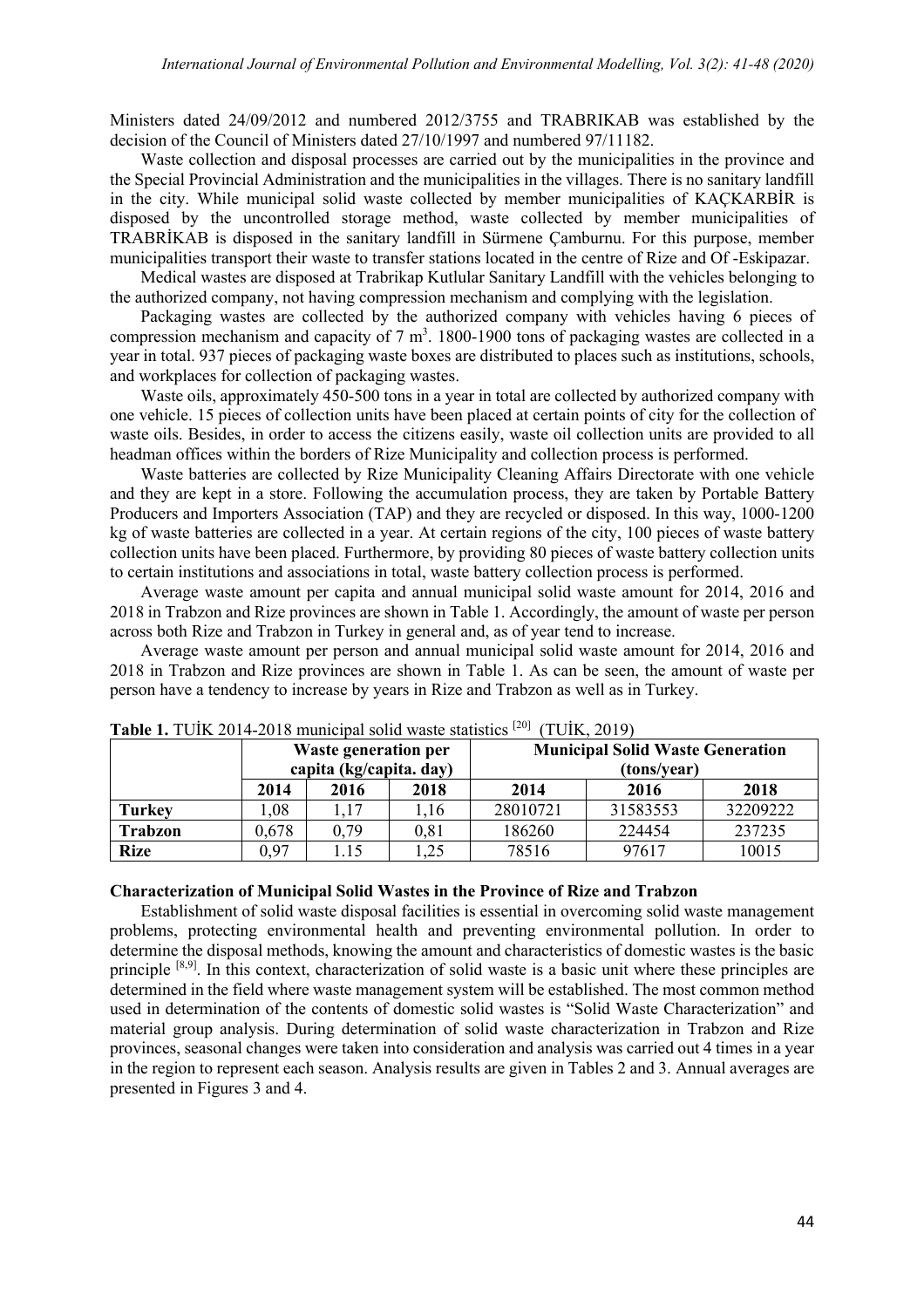Ministers dated 24/09/2012 and numbered 2012/3755 and TRABRIKAB was established by the decision of the Council of Ministers dated 27/10/1997 and numbered 97/11182.

Waste collection and disposal processes are carried out by the municipalities in the province and the Special Provincial Administration and the municipalities in the villages. There is no sanitary landfill in the city. While municipal solid waste collected by member municipalities of KAÇKARBİR is disposed by the uncontrolled storage method, waste collected by member municipalities of TRABRİKAB is disposed in the sanitary landfill in Sürmene Çamburnu. For this purpose, member municipalities transport their waste to transfer stations located in the centre of Rize and Of -Eskipazar.

Medical wastes are disposed at Trabrikap Kutlular Sanitary Landfill with the vehicles belonging to the authorized company, not having compression mechanism and complying with the legislation.

Packaging wastes are collected by the authorized company with vehicles having 6 pieces of compression mechanism and capacity of 7 $m^3$. 1800-1900 tons of packaging wastes are collected in a year in total. 937 pieces of packaging waste boxes are distributed to places such as institutions, schools, and workplaces for collection of packaging wastes.

Waste oils, approximately 450-500 tons in a year in total are collected by authorized company with one vehicle. 15 pieces of collection units have been placed at certain points of city for the collection of waste oils. Besides, in order to access the citizens easily, waste oil collection units are provided to all headman offices within the borders of Rize Municipality and collection process is performed.

Waste batteries are collected by Rize Municipality Cleaning Affairs Directorate with one vehicle and they are kept in a store. Following the accumulation process, they are taken by Portable Battery Producers and Importers Association (TAP) and they are recycled or disposed. In this way, 1000-1200 kg of waste batteries are collected in a year. At certain regions of the city, 100 pieces of waste battery collection units have been placed. Furthermore, by providing 80 pieces of waste battery collection units to certain institutions and associations in total, waste battery collection process is performed.

Average waste amount per capita and annual municipal solid waste amount for 2014, 2016 and 2018 in Trabzon and Rize provinces are shown in Table 1. Accordingly, the amount of waste per person across both Rize and Trabzon in Turkey in general and, as of year tend to increase.

Average waste amount per person and annual municipal solid waste amount for 2014, 2016 and 2018 in Trabzon and Rize provinces are shown in Table 1. As can be seen, the amount of waste per person have a tendency to increase by years in Rize and Trabzon as well as in Turkey.

**Table 1.** TUİK 2014-2018 municipal solid waste statistics [20] (TUİK, 2019)

| | **Waste generation per capita (kg/capita. day)** | | | **Municipal Solid Waste Generation (tons/year)** | | |
|---|---|---|---|---|---|---|
| | **2014** | **2016** | **2018** | **2014** | **2016** | **2018** |
| **Turkey** | 1,08 | 1,17 | 1,16 | 28010721 | 31583553 | 32209222 |
| **Trabzon** | 0,678 | 0,79 | 0,81 | 186260 | 224454 | 237235 |
| **Rize** | 0,97 | 1.15 | 1,25 | 78516 | 97617 | 10015 |

**Characterization of Municipal Solid Wastes in the Province of Rize and Trabzon**

Establishment of solid waste disposal facilities is essential in overcoming solid waste management problems, protecting environmental health and preventing environmental pollution. In order to determine the disposal methods, knowing the amount and characteristics of domestic wastes is the basic principle [8,9]. In this context, characterization of solid waste is a basic unit where these principles are determined in the field where waste management system will be established. The most common method used in determination of the contents of domestic solid wastes is "Solid Waste Characterization" and material group analysis. During determination of solid waste characterization in Trabzon and Rize provinces, seasonal changes were taken into consideration and analysis was carried out 4 times in a year in the region to represent each season. Analysis results are given in Tables 2 and 3. Annual averages are presented in Figures 3 and 4.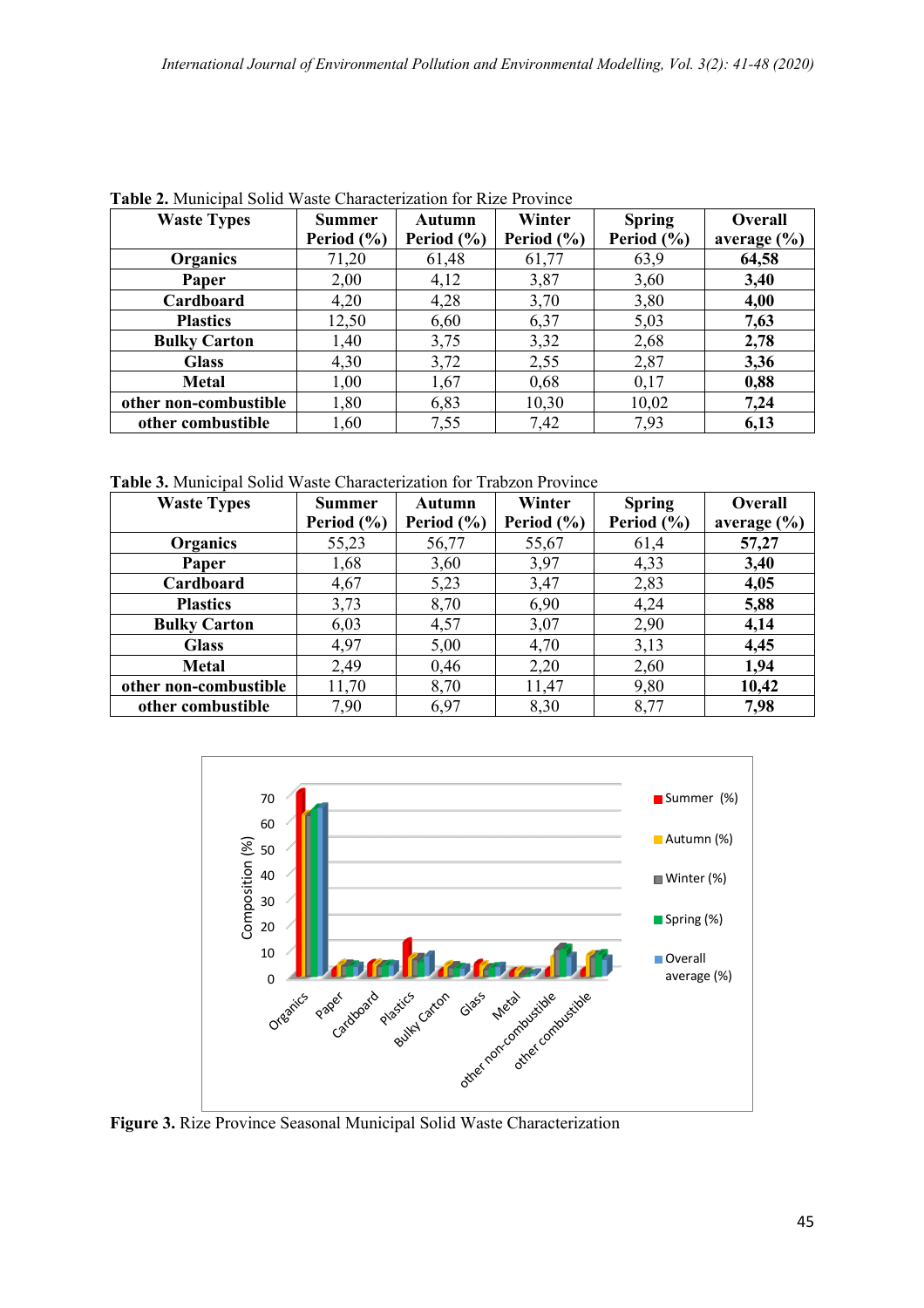**Table 2.** Municipal Solid Waste Characterization for Rize Province

| Waste Types | Summer Period (%) | Autumn Period (%) | Winter Period (%) | Spring Period (%) | Overall average (%) |
|---|---|---|---|---|---|
| **Organics** | 71,20 | 61,48 | 61,77 | 63,9 | **64,58** |
| **Paper** | 2,00 | 4,12 | 3,87 | 3,60 | **3,40** |
| **Cardboard** | 4,20 | 4,28 | 3,70 | 3,80 | **4,00** |
| **Plastics** | 12,50 | 6,60 | 6,37 | 5,03 | **7,63** |
| **Bulky Carton** | 1,40 | 3,75 | 3,32 | 2,68 | **2,78** |
| **Glass** | 4,30 | 3,72 | 2,55 | 2,87 | **3,36** |
| **Metal** | 1,00 | 1,67 | 0,68 | 0,17 | **0,88** |
| **other non-combustible** | 1,80 | 6,83 | 10,30 | 10,02 | **7,24** |
| **other combustible** | 1,60 | 7,55 | 7,42 | 7,93 | **6,13** |

**Table 3.** Municipal Solid Waste Characterization for Trabzon Province

| Waste Types | Summer Period (%) | Autumn Period (%) | Winter Period (%) | Spring Period (%) | Overall average (%) |
|---|---|---|---|---|---|
| **Organics** | 55,23 | 56,77 | 55,67 | 61,4 | **57,27** |
| **Paper** | 1,68 | 3,60 | 3,97 | 4,33 | **3,40** |
| **Cardboard** | 4,67 | 5,23 | 3,47 | 2,83 | **4,05** |
| **Plastics** | 3,73 | 8,70 | 6,90 | 4,24 | **5,88** |
| **Bulky Carton** | 6,03 | 4,57 | 3,07 | 2,90 | **4,14** |
| **Glass** | 4,97 | 5,00 | 4,70 | 3,13 | **4,45** |
| **Metal** | 2,49 | 0,46 | 2,20 | 2,60 | **1,94** |
| **other non-combustible** | 11,70 | 8,70 | 11,47 | 9,80 | **10,42** |
| **other combustible** | 7,90 | 6,97 | 8,30 | 8,77 | **7,98** |

**Figure 3.** Rize Province Seasonal Municipal Solid Waste Characterization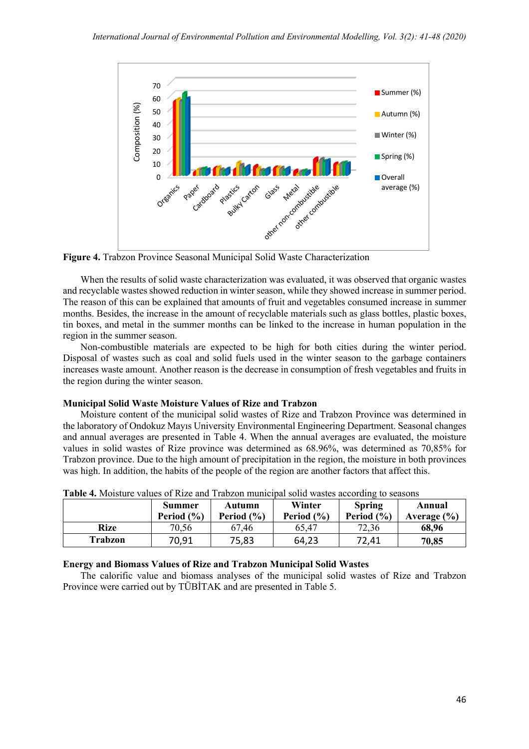**Figure 4.** Trabzon Province Seasonal Municipal Solid Waste Characterization

When the results of solid waste characterization was evaluated, it was observed that organic wastes and recyclable wastes showed reduction in winter season, while they showed increase in summer period. The reason of this can be explained that amounts of fruit and vegetables consumed increase in summer months. Besides, the increase in the amount of recyclable materials such as glass bottles, plastic boxes, tin boxes, and metal in the summer months can be linked to the increase in human population in the region in the summer season.

Non-combustible materials are expected to be high for both cities during the winter period. Disposal of wastes such as coal and solid fuels used in the winter season to the garbage containers increases waste amount. Another reason is the decrease in consumption of fresh vegetables and fruits in the region during the winter season.

### Municipal Solid Waste Moisture Values of Rize and Trabzon

Moisture content of the municipal solid wastes of Rize and Trabzon Province was determined in the laboratory of Ondokuz Mayıs University Environmental Engineering Department. Seasonal changes and annual averages are presented in Table 4. When the annual averages are evaluated, the moisture values in solid wastes of Rize province was determined as 68.96%, was determined as 70,85% for Trabzon province. Due to the high amount of precipitation in the region, the moisture in both provinces was high. In addition, the habits of the people of the region are another factors that affect this.

**Table 4.** Moisture values of Rize and Trabzon municipal solid wastes according to seasons

| | Summer Period (%) | Autumn Period (%) | Winter Period (%) | Spring Period (%) | Annual Average (%) |
|---|---|---|---|---|---|
| **Rize** | 70,56 | 67,46 | 65,47 | 72,36 | **68,96** |
| **Trabzon** | 70,91 | 75,83 | 64,23 | 72,41 | **70,85** |

### Energy and Biomass Values of Rize and Trabzon Municipal Solid Wastes

The calorific value and biomass analyses of the municipal solid wastes of Rize and Trabzon Province were carried out by TÜBİTAK and are presented in Table 5.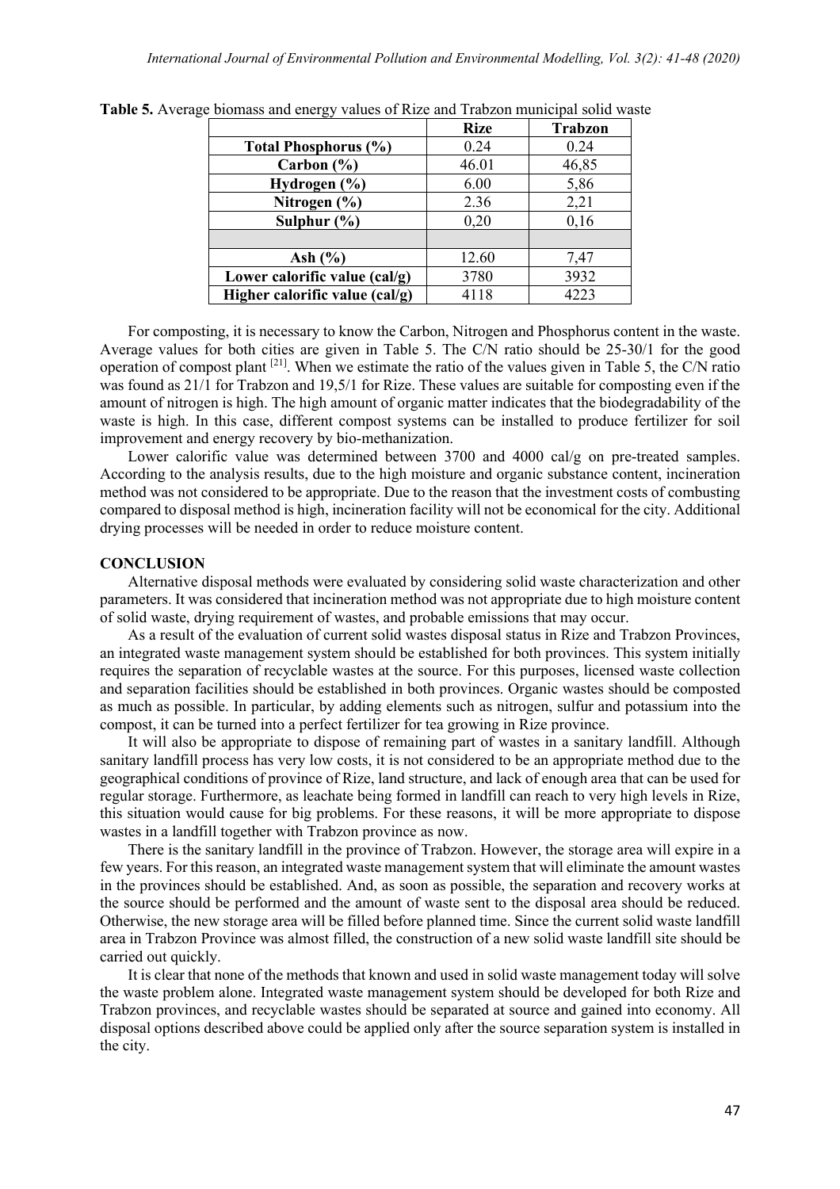**Table 5.** Average biomass and energy values of Rize and Trabzon municipal solid waste

| | Rize | Trabzon |
|---|---|---|
| **Total Phosphorus (%)** | 0.24 | 0.24 |
| **Carbon (%)** | 46.01 | 46,85 |
| **Hydrogen (%)** | 6.00 | 5,86 |
| **Nitrogen (%)** | 2.36 | 2,21 |
| **Sulphur (%)** | 0,20 | 0,16 |
| | | |
| **Ash (%)** | 12.60 | 7,47 |
| **Lower calorific value (cal/g)** | 3780 | 3932 |
| **Higher calorific value (cal/g)** | 4118 | 4223 |

For composting, it is necessary to know the Carbon, Nitrogen and Phosphorus content in the waste. Average values for both cities are given in Table 5. The C/N ratio should be 25-30/1 for the good operation of compost plant [21]. When we estimate the ratio of the values given in Table 5, the C/N ratio was found as 21/1 for Trabzon and 19,5/1 for Rize. These values are suitable for composting even if the amount of nitrogen is high. The high amount of organic matter indicates that the biodegradability of the waste is high. In this case, different compost systems can be installed to produce fertilizer for soil improvement and energy recovery by bio-methanization.

Lower calorific value was determined between 3700 and 4000 cal/g on pre-treated samples. According to the analysis results, due to the high moisture and organic substance content, incineration method was not considered to be appropriate. Due to the reason that the investment costs of combusting compared to disposal method is high, incineration facility will not be economical for the city. Additional drying processes will be needed in order to reduce moisture content.

## CONCLUSION

Alternative disposal methods were evaluated by considering solid waste characterization and other parameters. It was considered that incineration method was not appropriate due to high moisture content of solid waste, drying requirement of wastes, and probable emissions that may occur.

As a result of the evaluation of current solid wastes disposal status in Rize and Trabzon Provinces, an integrated waste management system should be established for both provinces. This system initially requires the separation of recyclable wastes at the source. For this purposes, licensed waste collection and separation facilities should be established in both provinces. Organic wastes should be composted as much as possible. In particular, by adding elements such as nitrogen, sulfur and potassium into the compost, it can be turned into a perfect fertilizer for tea growing in Rize province.

It will also be appropriate to dispose of remaining part of wastes in a sanitary landfill. Although sanitary landfill process has very low costs, it is not considered to be an appropriate method due to the geographical conditions of province of Rize, land structure, and lack of enough area that can be used for regular storage. Furthermore, as leachate being formed in landfill can reach to very high levels in Rize, this situation would cause for big problems. For these reasons, it will be more appropriate to dispose wastes in a landfill together with Trabzon province as now.

There is the sanitary landfill in the province of Trabzon. However, the storage area will expire in a few years. For this reason, an integrated waste management system that will eliminate the amount wastes in the provinces should be established. And, as soon as possible, the separation and recovery works at the source should be performed and the amount of waste sent to the disposal area should be reduced. Otherwise, the new storage area will be filled before planned time. Since the current solid waste landfill area in Trabzon Province was almost filled, the construction of a new solid waste landfill site should be carried out quickly.

It is clear that none of the methods that known and used in solid waste management today will solve the waste problem alone. Integrated waste management system should be developed for both Rize and Trabzon provinces, and recyclable wastes should be separated at source and gained into economy. All disposal options described above could be applied only after the source separation system is installed in the city.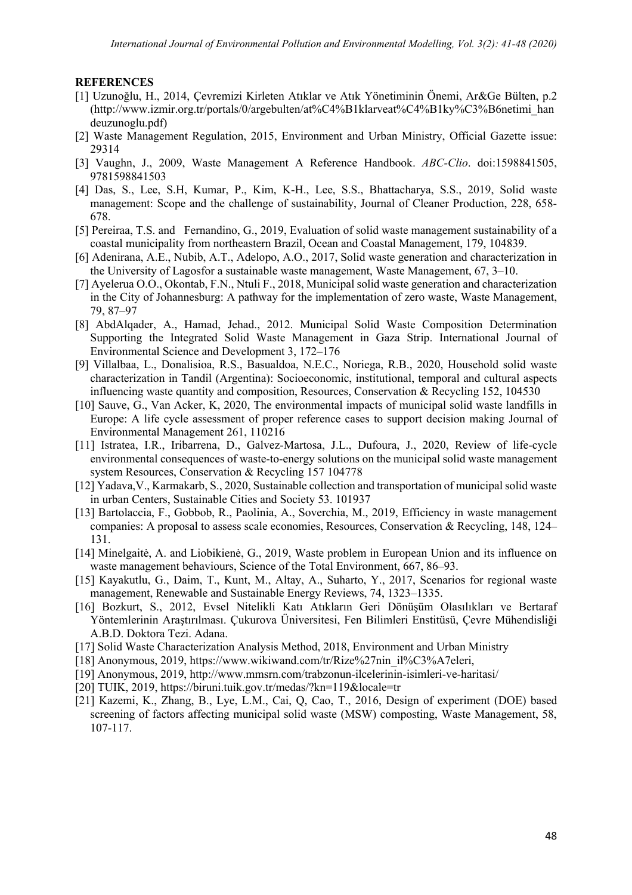**REFERENCES**

[1] Uzunoğlu, H., 2014, Çevremizi Kirleten Atıklar ve Atık Yönetiminin Önemi, Ar&Ge Bülten, p.2 (http://www.izmir.org.tr/portals/0/argebulten/at%C4%B1klarveat%C4%B1ky%C3%B6netimi_handeuzunoglu.pdf)

[2] Waste Management Regulation, 2015, Environment and Urban Ministry, Official Gazette issue: 29314

[3] Vaughn, J., 2009, Waste Management A Reference Handbook. *ABC-Clio*. doi:1598841505, 9781598841503

[4] Das, S., Lee, S.H, Kumar, P., Kim, K-H., Lee, S.S., Bhattacharya, S.S., 2019, Solid waste management: Scope and the challenge of sustainability, Journal of Cleaner Production, 228, 658-678.

[5] Pereiraa, T.S. and Fernandino, G., 2019, Evaluation of solid waste management sustainability of a coastal municipality from northeastern Brazil, Ocean and Coastal Management, 179, 104839.

[6] Adenirana, A.E., Nubib, A.T., Adelopo, A.O., 2017, Solid waste generation and characterization in the University of Lagosfor a sustainable waste management, Waste Management, 67, 3–10.

[7] Ayelerua O.O., Okontab, F.N., Ntuli F., 2018, Municipal solid waste generation and characterization in the City of Johannesburg: A pathway for the implementation of zero waste, Waste Management, 79, 87–97

[8] AbdAlqader, A., Hamad, Jehad., 2012. Municipal Solid Waste Composition Determination Supporting the Integrated Solid Waste Management in Gaza Strip. International Journal of Environmental Science and Development 3, 172–176

[9] Villalbaa, L., Donalisioa, R.S., Basualdoa, N.E.C., Noriega, R.B., 2020, Household solid waste characterization in Tandil (Argentina): Socioeconomic, institutional, temporal and cultural aspects influencing waste quantity and composition, Resources, Conservation & Recycling 152, 104530

[10] Sauve, G., Van Acker, K, 2020, The environmental impacts of municipal solid waste landfills in Europe: A life cycle assessment of proper reference cases to support decision making Journal of Environmental Management 261, 110216

[11] Istratea, I.R., Iribarrena, D., Galvez-Martosa, J.L., Dufoura, J., 2020, Review of life-cycle environmental consequences of waste-to-energy solutions on the municipal solid waste management system Resources, Conservation & Recycling 157 104778

[12] Yadava,V., Karmakarb, S., 2020, Sustainable collection and transportation of municipal solid waste in urban Centers, Sustainable Cities and Society 53. 101937

[13] Bartolaccia, F., Gobbob, R., Paolinia, A., Soverchia, M., 2019, Efficiency in waste management companies: A proposal to assess scale economies, Resources, Conservation & Recycling, 148, 124–131.

[14] Minelgaitė, A. and Liobikienė, G., 2019, Waste problem in European Union and its influence on waste management behaviours, Science of the Total Environment, 667, 86–93.

[15] Kayakutlu, G., Daim, T., Kunt, M., Altay, A., Suharto, Y., 2017, Scenarios for regional waste management, Renewable and Sustainable Energy Reviews, 74, 1323–1335.

[16] Bozkurt, S., 2012, Evsel Nitelikli Katı Atıkların Geri Dönüşüm Olasılıkları ve Bertaraf Yöntemlerinin Araştırılması. Çukurova Üniversitesi, Fen Bilimleri Enstitüsü, Çevre Mühendisliği A.B.D. Doktora Tezi. Adana.

[17] Solid Waste Characterization Analysis Method, 2018, Environment and Urban Ministry

[18] Anonymous, 2019, https://www.wikiwand.com/tr/Rize%27nin_il%C3%A7eleri,

[19] Anonymous, 2019, http://www.mmsrn.com/trabzonun-ilcelerinin-isimleri-ve-haritasi/

[20] TUIK, 2019, https://biruni.tuik.gov.tr/medas/?kn=119&locale=tr

[21] Kazemi, K., Zhang, B., Lye, L.M., Cai, Q, Cao, T., 2016, Design of experiment (DOE) based screening of factors affecting municipal solid waste (MSW) composting, Waste Management, 58, 107-117.